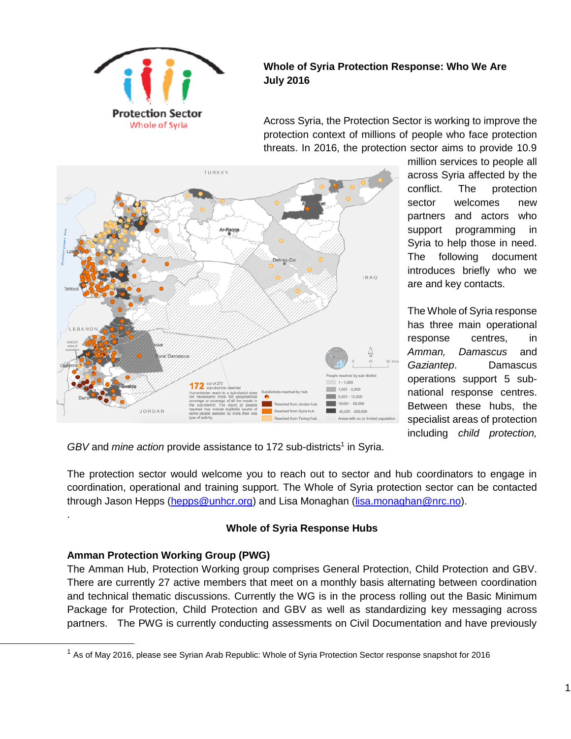**Whole of Syria Protection Response: Who We Are**
**July 2016**

Across Syria, the Protection Sector is working to improve the protection context of millions of people who face protection threats. In 2016, the protection sector aims to provide 10.9 million services to people all across Syria affected by the conflict. The protection sector welcomes new partners and actors who support programming in Syria to help those in need. The following document introduces briefly who we are and key contacts.

The Whole of Syria response has three main operational response centres, in *Amman, Damascus* and *Gaziantep*. Damascus operations support 5 sub-national response centres. Between these hubs, the specialist areas of protection including *child protection, GBV* and *mine action* provide assistance to 172 sub-districts[1] in Syria.

The protection sector would welcome you to reach out to sector and hub coordinators to engage in coordination, operational and training support. The Whole of Syria protection sector can be contacted through Jason Hepps (hepps@unhcr.org) and Lisa Monaghan (lisa.monaghan@nrc.no).

## Whole of Syria Response Hubs

### Amman Protection Working Group (PWG)

The Amman Hub, Protection Working group comprises General Protection, Child Protection and GBV. There are currently 27 active members that meet on a monthly basis alternating between coordination and technical thematic discussions. Currently the WG is in the process rolling out the Basic Minimum Package for Protection, Child Protection and GBV as well as standardizing key messaging across partners. The PWG is currently conducting assessments on Civil Documentation and have previously

[1] As of May 2016, please see Syrian Arab Republic: Whole of Syria Protection Sector response snapshot for 2016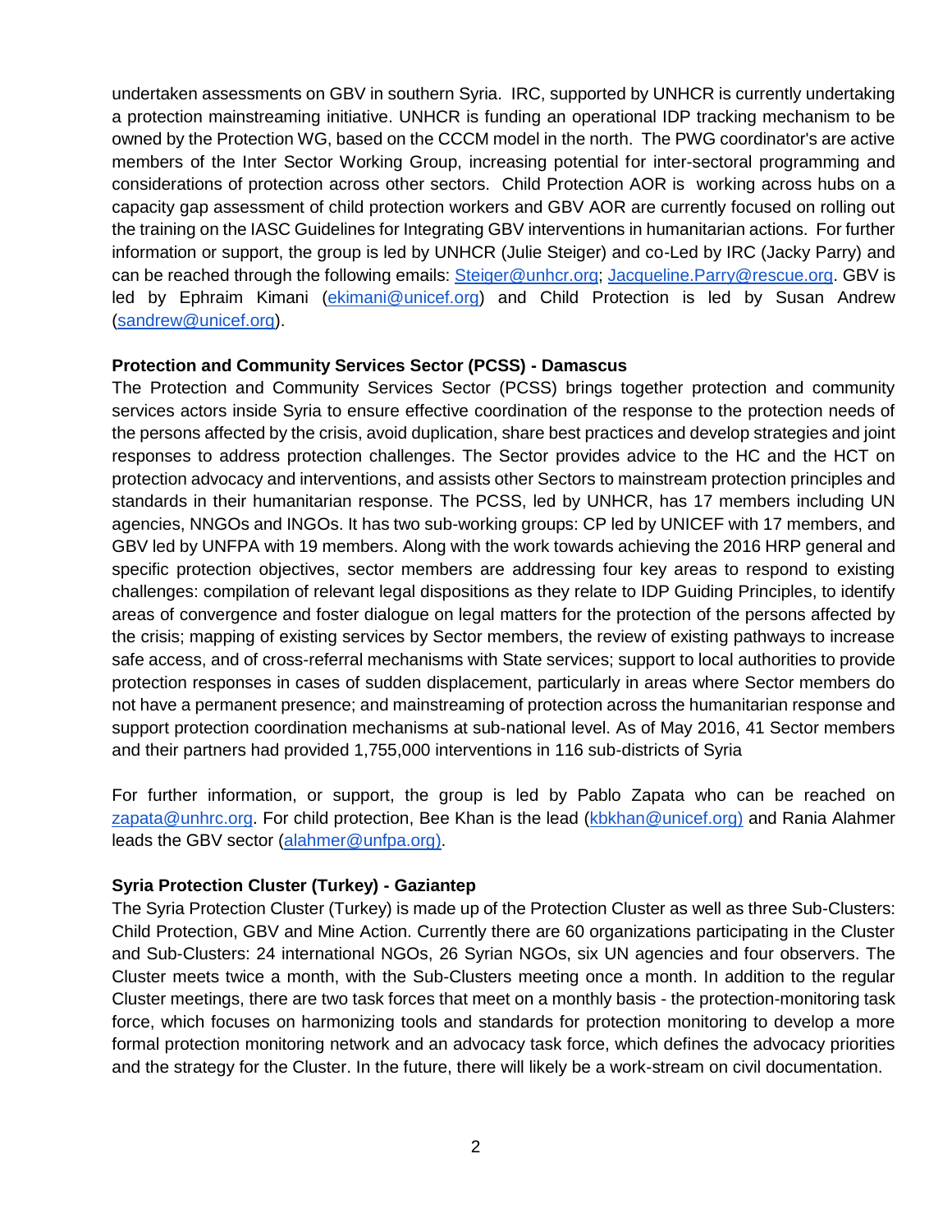undertaken assessments on GBV in southern Syria. IRC, supported by UNHCR is currently undertaking a protection mainstreaming initiative. UNHCR is funding an operational IDP tracking mechanism to be owned by the Protection WG, based on the CCCM model in the north. The PWG coordinator's are active members of the Inter Sector Working Group, increasing potential for inter-sectoral programming and considerations of protection across other sectors. Child Protection AOR is working across hubs on a capacity gap assessment of child protection workers and GBV AOR are currently focused on rolling out the training on the IASC Guidelines for Integrating GBV interventions in humanitarian actions. For further information or support, the group is led by UNHCR (Julie Steiger) and co-Led by IRC (Jacky Parry) and can be reached through the following emails: Steiger@unhcr.org; Jacqueline.Parry@rescue.org. GBV is led by Ephraim Kimani (ekimani@unicef.org) and Child Protection is led by Susan Andrew (sandrew@unicef.org).

**Protection and Community Services Sector (PCSS) - Damascus**

The Protection and Community Services Sector (PCSS) brings together protection and community services actors inside Syria to ensure effective coordination of the response to the protection needs of the persons affected by the crisis, avoid duplication, share best practices and develop strategies and joint responses to address protection challenges. The Sector provides advice to the HC and the HCT on protection advocacy and interventions, and assists other Sectors to mainstream protection principles and standards in their humanitarian response. The PCSS, led by UNHCR, has 17 members including UN agencies, NNGOs and INGOs. It has two sub-working groups: CP led by UNICEF with 17 members, and GBV led by UNFPA with 19 members. Along with the work towards achieving the 2016 HRP general and specific protection objectives, sector members are addressing four key areas to respond to existing challenges: compilation of relevant legal dispositions as they relate to IDP Guiding Principles, to identify areas of convergence and foster dialogue on legal matters for the protection of the persons affected by the crisis; mapping of existing services by Sector members, the review of existing pathways to increase safe access, and of cross-referral mechanisms with State services; support to local authorities to provide protection responses in cases of sudden displacement, particularly in areas where Sector members do not have a permanent presence; and mainstreaming of protection across the humanitarian response and support protection coordination mechanisms at sub-national level. As of May 2016, 41 Sector members and their partners had provided 1,755,000 interventions in 116 sub-districts of Syria

For further information, or support, the group is led by Pablo Zapata who can be reached on zapata@unhrc.org. For child protection, Bee Khan is the lead (kbkhan@unicef.org) and Rania Alahmer leads the GBV sector (alahmer@unfpa.org).

**Syria Protection Cluster (Turkey) - Gaziantep**

The Syria Protection Cluster (Turkey) is made up of the Protection Cluster as well as three Sub-Clusters: Child Protection, GBV and Mine Action. Currently there are 60 organizations participating in the Cluster and Sub-Clusters: 24 international NGOs, 26 Syrian NGOs, six UN agencies and four observers. The Cluster meets twice a month, with the Sub-Clusters meeting once a month. In addition to the regular Cluster meetings, there are two task forces that meet on a monthly basis - the protection-monitoring task force, which focuses on harmonizing tools and standards for protection monitoring to develop a more formal protection monitoring network and an advocacy task force, which defines the advocacy priorities and the strategy for the Cluster. In the future, there will likely be a work-stream on civil documentation.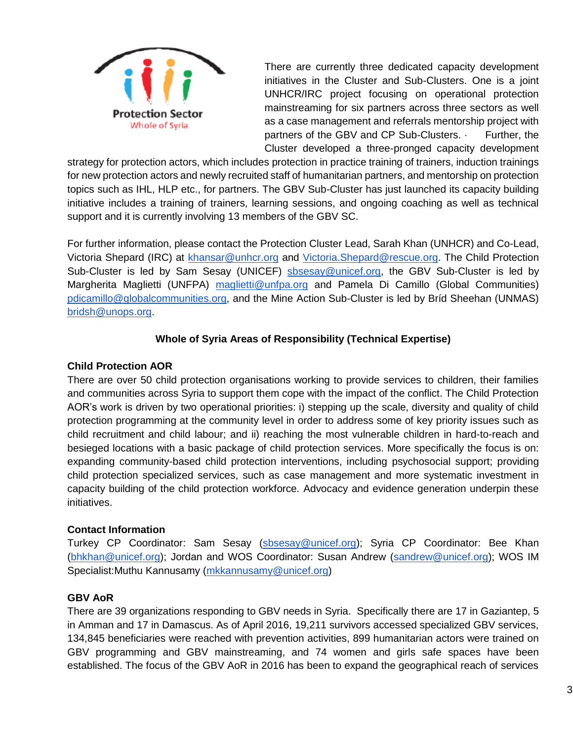There are currently three dedicated capacity development initiatives in the Cluster and Sub-Clusters. One is a joint UNHCR/IRC project focusing on operational protection mainstreaming for six partners across three sectors as well as a case management and referrals mentorship project with partners of the GBV and CP Sub-Clusters. · Further, the Cluster developed a three-pronged capacity development strategy for protection actors, which includes protection in practice training of trainers, induction trainings for new protection actors and newly recruited staff of humanitarian partners, and mentorship on protection topics such as IHL, HLP etc., for partners. The GBV Sub-Cluster has just launched its capacity building initiative includes a training of trainers, learning sessions, and ongoing coaching as well as technical support and it is currently involving 13 members of the GBV SC.

For further information, please contact the Protection Cluster Lead, Sarah Khan (UNHCR) and Co-Lead, Victoria Shepard (IRC) at khansar@unhcr.org and Victoria.Shepard@rescue.org. The Child Protection Sub-Cluster is led by Sam Sesay (UNICEF) sbsesay@unicef.org, the GBV Sub-Cluster is led by Margherita Maglietti (UNFPA) maglietti@unfpa.org and Pamela Di Camillo (Global Communities) pdicamillo@globalcommunities.org, and the Mine Action Sub-Cluster is led by Bríd Sheehan (UNMAS) bridsh@unops.org.

## Whole of Syria Areas of Responsibility (Technical Expertise)

### Child Protection AOR

There are over 50 child protection organisations working to provide services to children, their families and communities across Syria to support them cope with the impact of the conflict. The Child Protection AOR's work is driven by two operational priorities: i) stepping up the scale, diversity and quality of child protection programming at the community level in order to address some of key priority issues such as child recruitment and child labour; and ii) reaching the most vulnerable children in hard-to-reach and besieged locations with a basic package of child protection services. More specifically the focus is on: expanding community-based child protection interventions, including psychosocial support; providing child protection specialized services, such as case management and more systematic investment in capacity building of the child protection workforce. Advocacy and evidence generation underpin these initiatives.

### Contact Information

Turkey CP Coordinator: Sam Sesay (sbsesay@unicef.org); Syria CP Coordinator: Bee Khan (bhkhan@unicef.org); Jordan and WOS Coordinator: Susan Andrew (sandrew@unicef.org); WOS IM Specialist:Muthu Kannusamy (mkkannusamy@unicef.org)

### GBV AoR

There are 39 organizations responding to GBV needs in Syria. Specifically there are 17 in Gaziantep, 5 in Amman and 17 in Damascus. As of April 2016, 19,211 survivors accessed specialized GBV services, 134,845 beneficiaries were reached with prevention activities, 899 humanitarian actors were trained on GBV programming and GBV mainstreaming, and 74 women and girls safe spaces have been established. The focus of the GBV AoR in 2016 has been to expand the geographical reach of services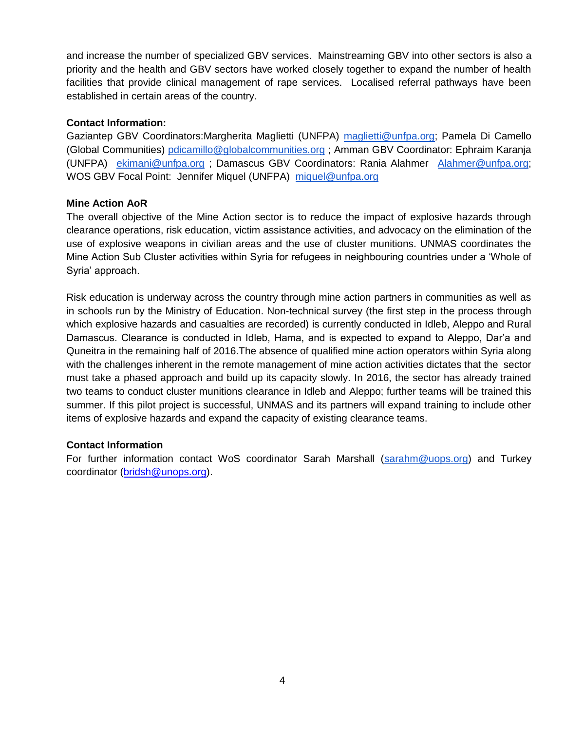and increase the number of specialized GBV services. Mainstreaming GBV into other sectors is also a priority and the health and GBV sectors have worked closely together to expand the number of health facilities that provide clinical management of rape services. Localised referral pathways have been established in certain areas of the country.

**Contact Information:**

Gaziantep GBV Coordinators:Margherita Maglietti (UNFPA) maglietti@unfpa.org; Pamela Di Camello (Global Communities) pdicamillo@globalcommunities.org ; Amman GBV Coordinator: Ephraim Karanja (UNFPA) ekimani@unfpa.org ; Damascus GBV Coordinators: Rania Alahmer Alahmer@unfpa.org; WOS GBV Focal Point: Jennifer Miquel (UNFPA) miquel@unfpa.org

**Mine Action AoR**

The overall objective of the Mine Action sector is to reduce the impact of explosive hazards through clearance operations, risk education, victim assistance activities, and advocacy on the elimination of the use of explosive weapons in civilian areas and the use of cluster munitions. UNMAS coordinates the Mine Action Sub Cluster activities within Syria for refugees in neighbouring countries under a 'Whole of Syria' approach.

Risk education is underway across the country through mine action partners in communities as well as in schools run by the Ministry of Education. Non-technical survey (the first step in the process through which explosive hazards and casualties are recorded) is currently conducted in Idleb, Aleppo and Rural Damascus. Clearance is conducted in Idleb, Hama, and is expected to expand to Aleppo, Dar'a and Quneitra in the remaining half of 2016.The absence of qualified mine action operators within Syria along with the challenges inherent in the remote management of mine action activities dictates that the sector must take a phased approach and build up its capacity slowly. In 2016, the sector has already trained two teams to conduct cluster munitions clearance in Idleb and Aleppo; further teams will be trained this summer. If this pilot project is successful, UNMAS and its partners will expand training to include other items of explosive hazards and expand the capacity of existing clearance teams.

**Contact Information**

For further information contact WoS coordinator Sarah Marshall (sarahm@uops.org) and Turkey coordinator (bridsh@unops.org).